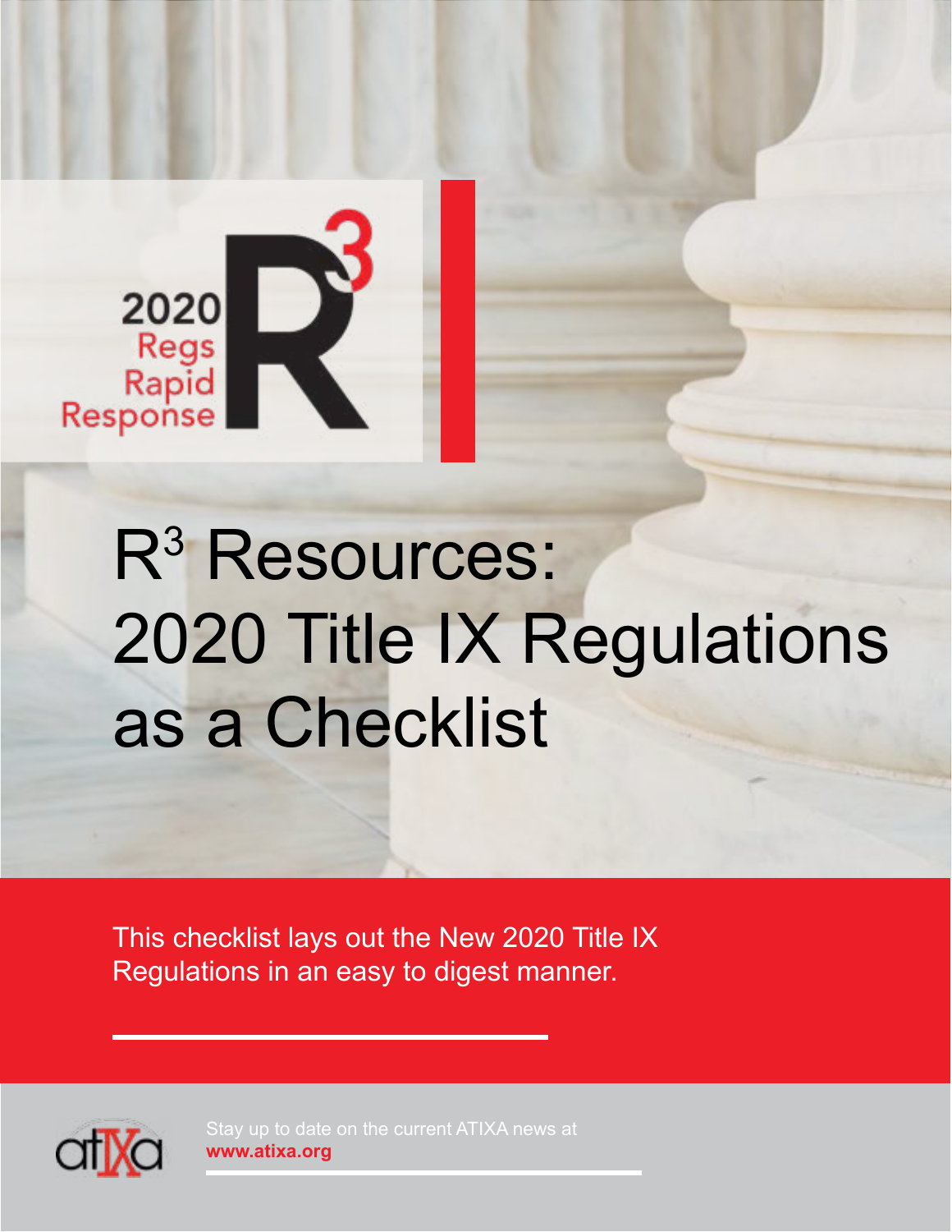2020 Regs Rapid Response R[3]

# R[3] Resources: 2020 Title IX Regulations as a Checklist

This checklist lays out the New 2020 Title IX Regulations in an easy to digest manner.

atixa

Stay up to date on the current ATIXA news at **www.atixa.org**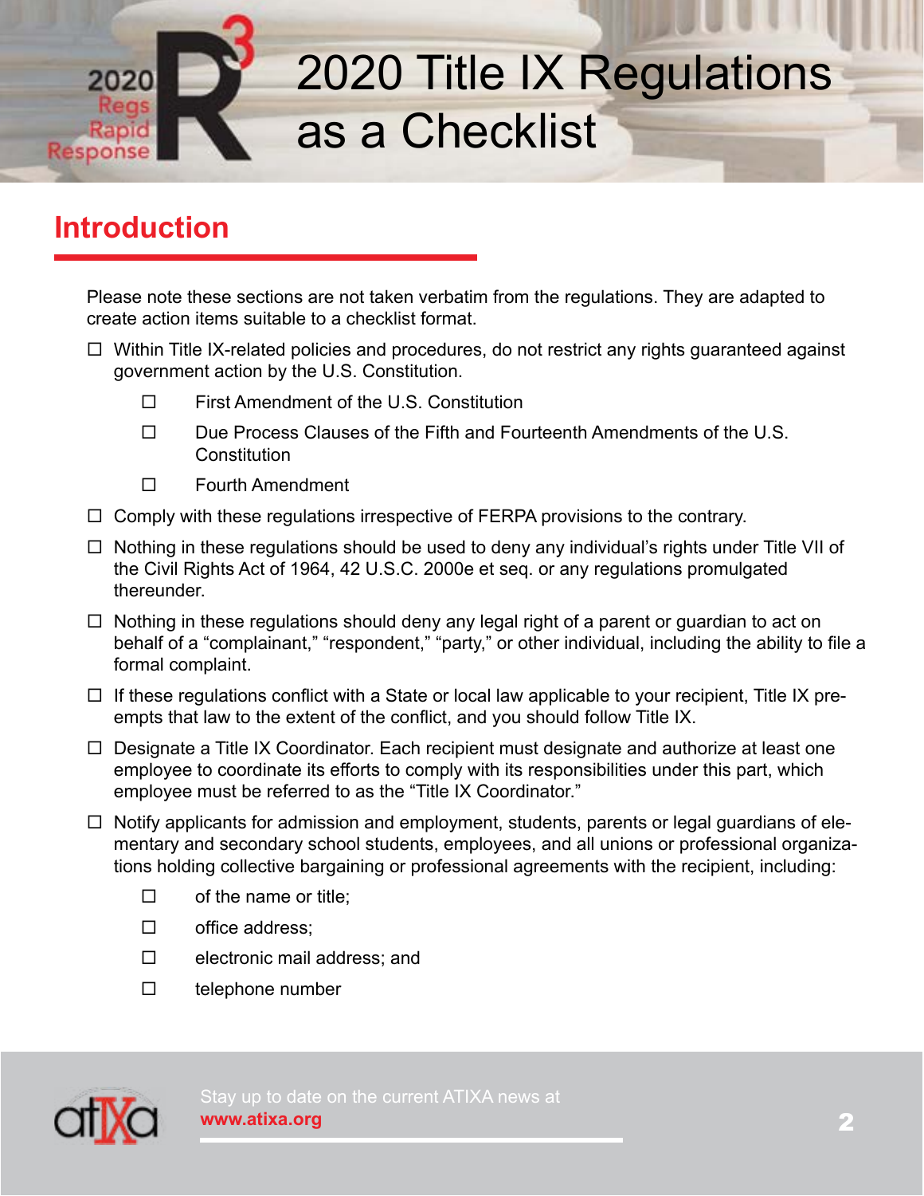# 2020 Title IX Regulations as a Checklist

## Introduction

Please note these sections are not taken verbatim from the regulations. They are adapted to create action items suitable to a checklist format.

- ☐ Within Title IX-related policies and procedures, do not restrict any rights guaranteed against government action by the U.S. Constitution.
  - ☐ First Amendment of the U.S. Constitution
  - ☐ Due Process Clauses of the Fifth and Fourteenth Amendments of the U.S. Constitution
  - ☐ Fourth Amendment
- ☐ Comply with these regulations irrespective of FERPA provisions to the contrary.
- ☐ Nothing in these regulations should be used to deny any individual's rights under Title VII of the Civil Rights Act of 1964, 42 U.S.C. 2000e et seq. or any regulations promulgated thereunder.
- ☐ Nothing in these regulations should deny any legal right of a parent or guardian to act on behalf of a "complainant," "respondent," "party," or other individual, including the ability to file a formal complaint.
- ☐ If these regulations conflict with a State or local law applicable to your recipient, Title IX pre-empts that law to the extent of the conflict, and you should follow Title IX.
- ☐ Designate a Title IX Coordinator. Each recipient must designate and authorize at least one employee to coordinate its efforts to comply with its responsibilities under this part, which employee must be referred to as the "Title IX Coordinator."
- ☐ Notify applicants for admission and employment, students, parents or legal guardians of elementary and secondary school students, employees, and all unions or professional organizations holding collective bargaining or professional agreements with the recipient, including:
  - ☐ of the name or title;
  - ☐ office address;
  - ☐ electronic mail address; and
  - ☐ telephone number

Stay up to date on the current ATIXA news at **www.atixa.org**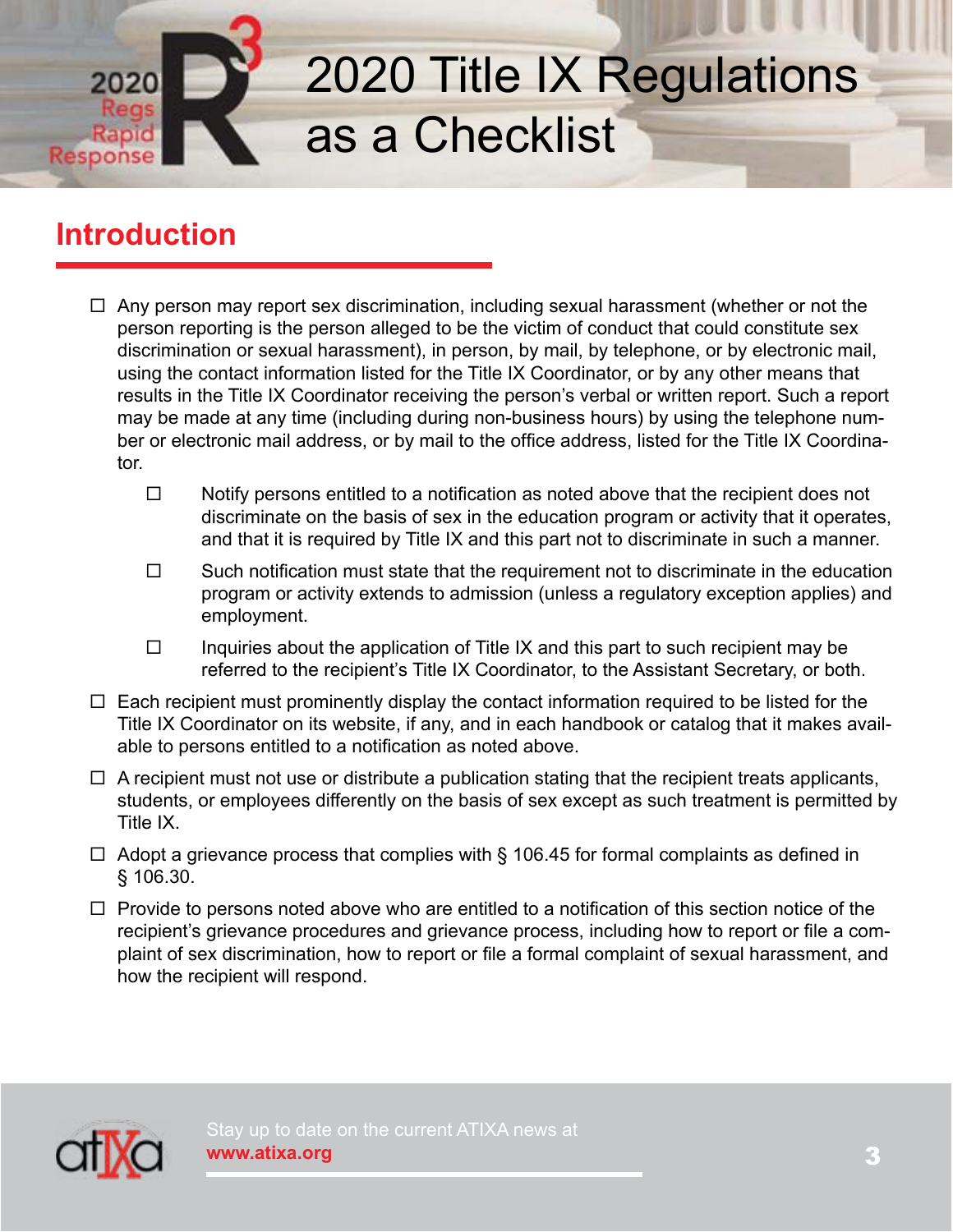# 2020 Title IX Regulations as a Checklist

## Introduction

- ☐ Any person may report sex discrimination, including sexual harassment (whether or not the person reporting is the person alleged to be the victim of conduct that could constitute sex discrimination or sexual harassment), in person, by mail, by telephone, or by electronic mail, using the contact information listed for the Title IX Coordinator, or by any other means that results in the Title IX Coordinator receiving the person's verbal or written report. Such a report may be made at any time (including during non-business hours) by using the telephone number or electronic mail address, or by mail to the office address, listed for the Title IX Coordinator.
  - ☐ Notify persons entitled to a notification as noted above that the recipient does not discriminate on the basis of sex in the education program or activity that it operates, and that it is required by Title IX and this part not to discriminate in such a manner.
  - ☐ Such notification must state that the requirement not to discriminate in the education program or activity extends to admission (unless a regulatory exception applies) and employment.
  - ☐ Inquiries about the application of Title IX and this part to such recipient may be referred to the recipient's Title IX Coordinator, to the Assistant Secretary, or both.
- ☐ Each recipient must prominently display the contact information required to be listed for the Title IX Coordinator on its website, if any, and in each handbook or catalog that it makes available to persons entitled to a notification as noted above.
- ☐ A recipient must not use or distribute a publication stating that the recipient treats applicants, students, or employees differently on the basis of sex except as such treatment is permitted by Title IX.
- ☐ Adopt a grievance process that complies with § 106.45 for formal complaints as defined in § 106.30.
- ☐ Provide to persons noted above who are entitled to a notification of this section notice of the recipient's grievance procedures and grievance process, including how to report or file a complaint of sex discrimination, how to report or file a formal complaint of sexual harassment, and how the recipient will respond.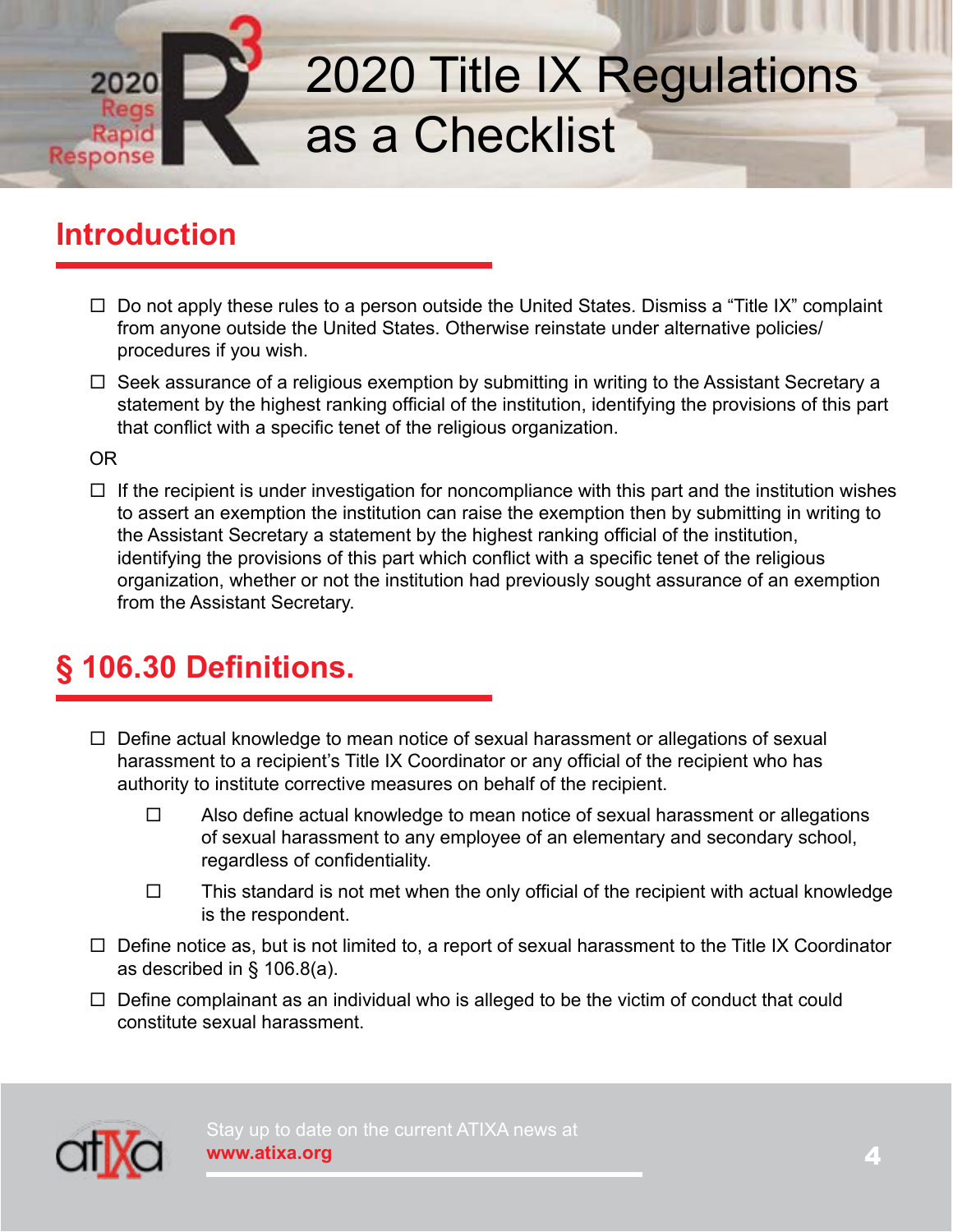# 2020 Title IX Regulations as a Checklist

## Introduction

- ☐ Do not apply these rules to a person outside the United States. Dismiss a "Title IX" complaint from anyone outside the United States. Otherwise reinstate under alternative policies/procedures if you wish.
- ☐ Seek assurance of a religious exemption by submitting in writing to the Assistant Secretary a statement by the highest ranking official of the institution, identifying the provisions of this part that conflict with a specific tenet of the religious organization.

OR

- ☐ If the recipient is under investigation for noncompliance with this part and the institution wishes to assert an exemption the institution can raise the exemption then by submitting in writing to the Assistant Secretary a statement by the highest ranking official of the institution, identifying the provisions of this part which conflict with a specific tenet of the religious organization, whether or not the institution had previously sought assurance of an exemption from the Assistant Secretary.

## § 106.30 Definitions.

- ☐ Define actual knowledge to mean notice of sexual harassment or allegations of sexual harassment to a recipient's Title IX Coordinator or any official of the recipient who has authority to institute corrective measures on behalf of the recipient.
  - ☐ Also define actual knowledge to mean notice of sexual harassment or allegations of sexual harassment to any employee of an elementary and secondary school, regardless of confidentiality.
  - ☐ This standard is not met when the only official of the recipient with actual knowledge is the respondent.
- ☐ Define notice as, but is not limited to, a report of sexual harassment to the Title IX Coordinator as described in § 106.8(a).
- ☐ Define complainant as an individual who is alleged to be the victim of conduct that could constitute sexual harassment.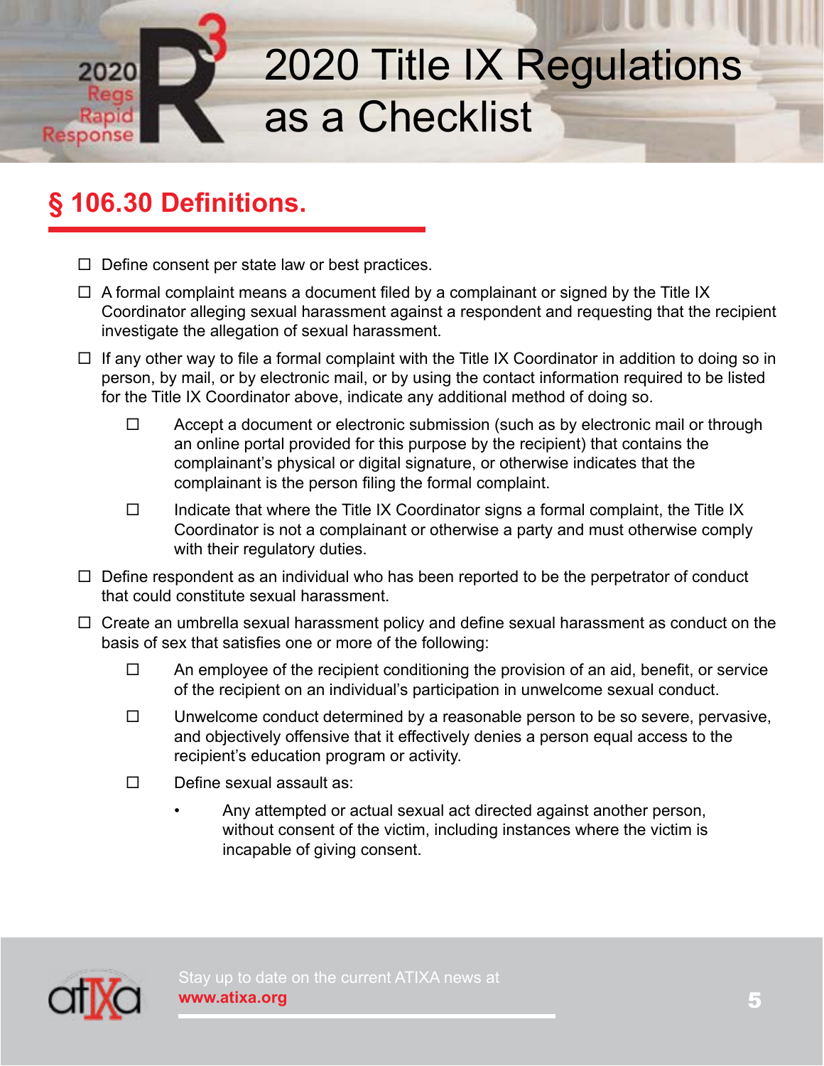## § 106.30 Definitions.

- ☐ Define consent per state law or best practices.
- ☐ A formal complaint means a document filed by a complainant or signed by the Title IX Coordinator alleging sexual harassment against a respondent and requesting that the recipient investigate the allegation of sexual harassment.
- ☐ If any other way to file a formal complaint with the Title IX Coordinator in addition to doing so in person, by mail, or by electronic mail, or by using the contact information required to be listed for the Title IX Coordinator above, indicate any additional method of doing so.
  - ☐ Accept a document or electronic submission (such as by electronic mail or through an online portal provided for this purpose by the recipient) that contains the complainant's physical or digital signature, or otherwise indicates that the complainant is the person filing the formal complaint.
  - ☐ Indicate that where the Title IX Coordinator signs a formal complaint, the Title IX Coordinator is not a complainant or otherwise a party and must otherwise comply with their regulatory duties.
- ☐ Define respondent as an individual who has been reported to be the perpetrator of conduct that could constitute sexual harassment.
- ☐ Create an umbrella sexual harassment policy and define sexual harassment as conduct on the basis of sex that satisfies one or more of the following:
  - ☐ An employee of the recipient conditioning the provision of an aid, benefit, or service of the recipient on an individual's participation in unwelcome sexual conduct.
  - ☐ Unwelcome conduct determined by a reasonable person to be so severe, pervasive, and objectively offensive that it effectively denies a person equal access to the recipient's education program or activity.
  - ☐ Define sexual assault as:
    - Any attempted or actual sexual act directed against another person, without consent of the victim, including instances where the victim is incapable of giving consent.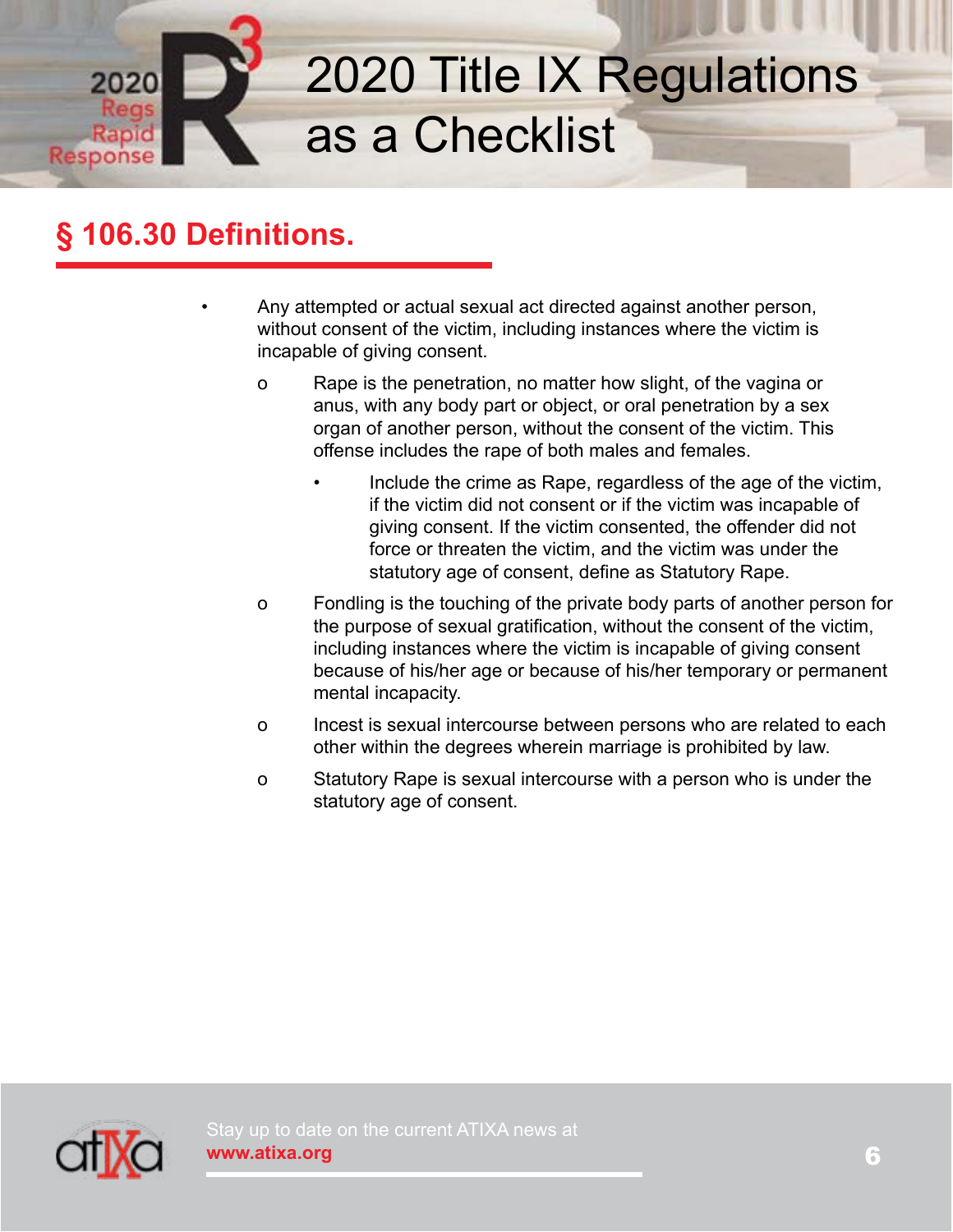## § 106.30 Definitions.

- Any attempted or actual sexual act directed against another person, without consent of the victim, including instances where the victim is incapable of giving consent.
  - Rape is the penetration, no matter how slight, of the vagina or anus, with any body part or object, or oral penetration by a sex organ of another person, without the consent of the victim. This offense includes the rape of both males and females.
    - Include the crime as Rape, regardless of the age of the victim, if the victim did not consent or if the victim was incapable of giving consent. If the victim consented, the offender did not force or threaten the victim, and the victim was under the statutory age of consent, define as Statutory Rape.
  - Fondling is the touching of the private body parts of another person for the purpose of sexual gratification, without the consent of the victim, including instances where the victim is incapable of giving consent because of his/her age or because of his/her temporary or permanent mental incapacity.
  - Incest is sexual intercourse between persons who are related to each other within the degrees wherein marriage is prohibited by law.
  - Statutory Rape is sexual intercourse with a person who is under the statutory age of consent.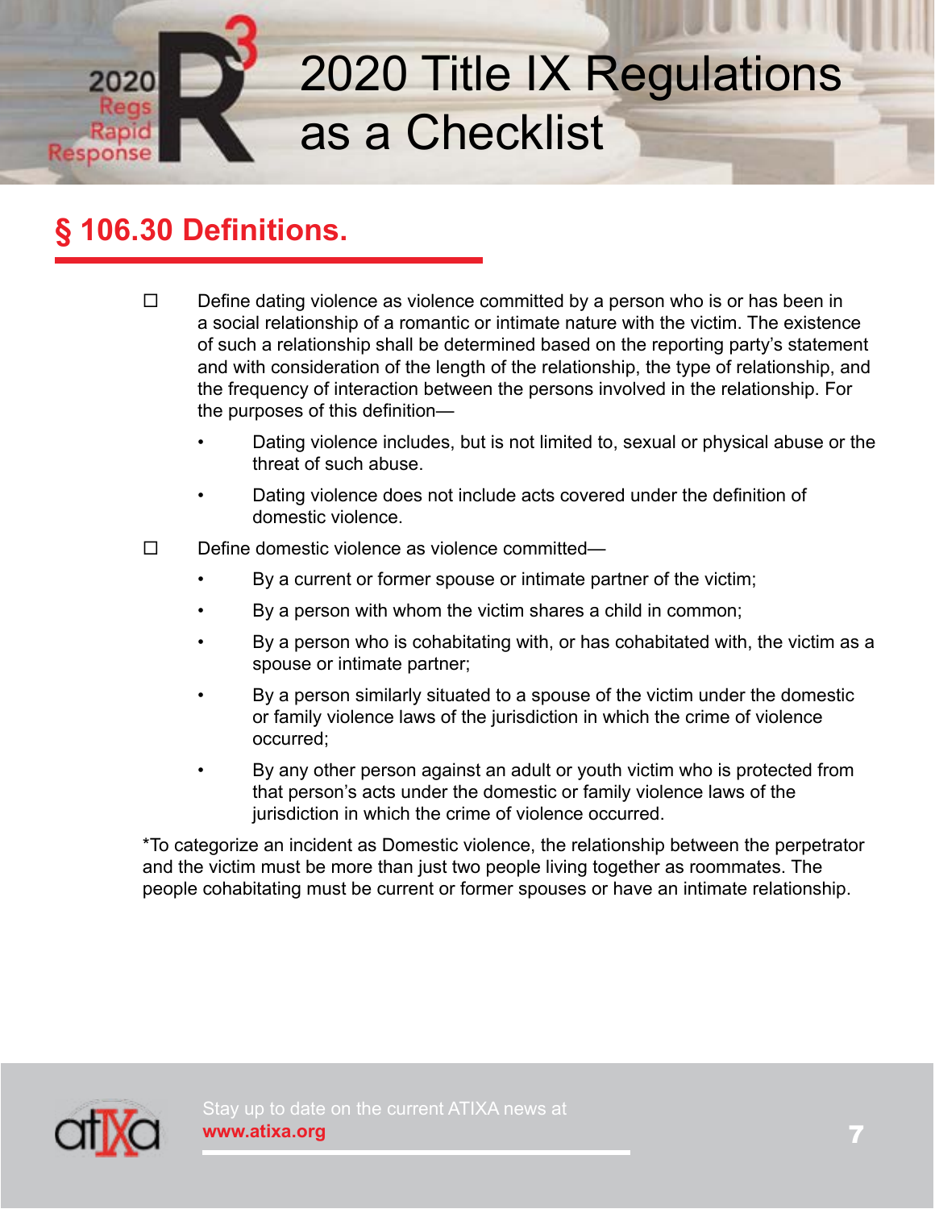## § 106.30 Definitions.

- ☐ Define dating violence as violence committed by a person who is or has been in a social relationship of a romantic or intimate nature with the victim. The existence of such a relationship shall be determined based on the reporting party's statement and with consideration of the length of the relationship, the type of relationship, and the frequency of interaction between the persons involved in the relationship. For the purposes of this definition—
  - Dating violence includes, but is not limited to, sexual or physical abuse or the threat of such abuse.
  - Dating violence does not include acts covered under the definition of domestic violence.
- ☐ Define domestic violence as violence committed—
  - By a current or former spouse or intimate partner of the victim;
  - By a person with whom the victim shares a child in common;
  - By a person who is cohabitating with, or has cohabitated with, the victim as a spouse or intimate partner;
  - By a person similarly situated to a spouse of the victim under the domestic or family violence laws of the jurisdiction in which the crime of violence occurred;
  - By any other person against an adult or youth victim who is protected from that person's acts under the domestic or family violence laws of the jurisdiction in which the crime of violence occurred.

*To categorize an incident as Domestic violence, the relationship between the perpetrator and the victim must be more than just two people living together as roommates. The people cohabitating must be current or former spouses or have an intimate relationship.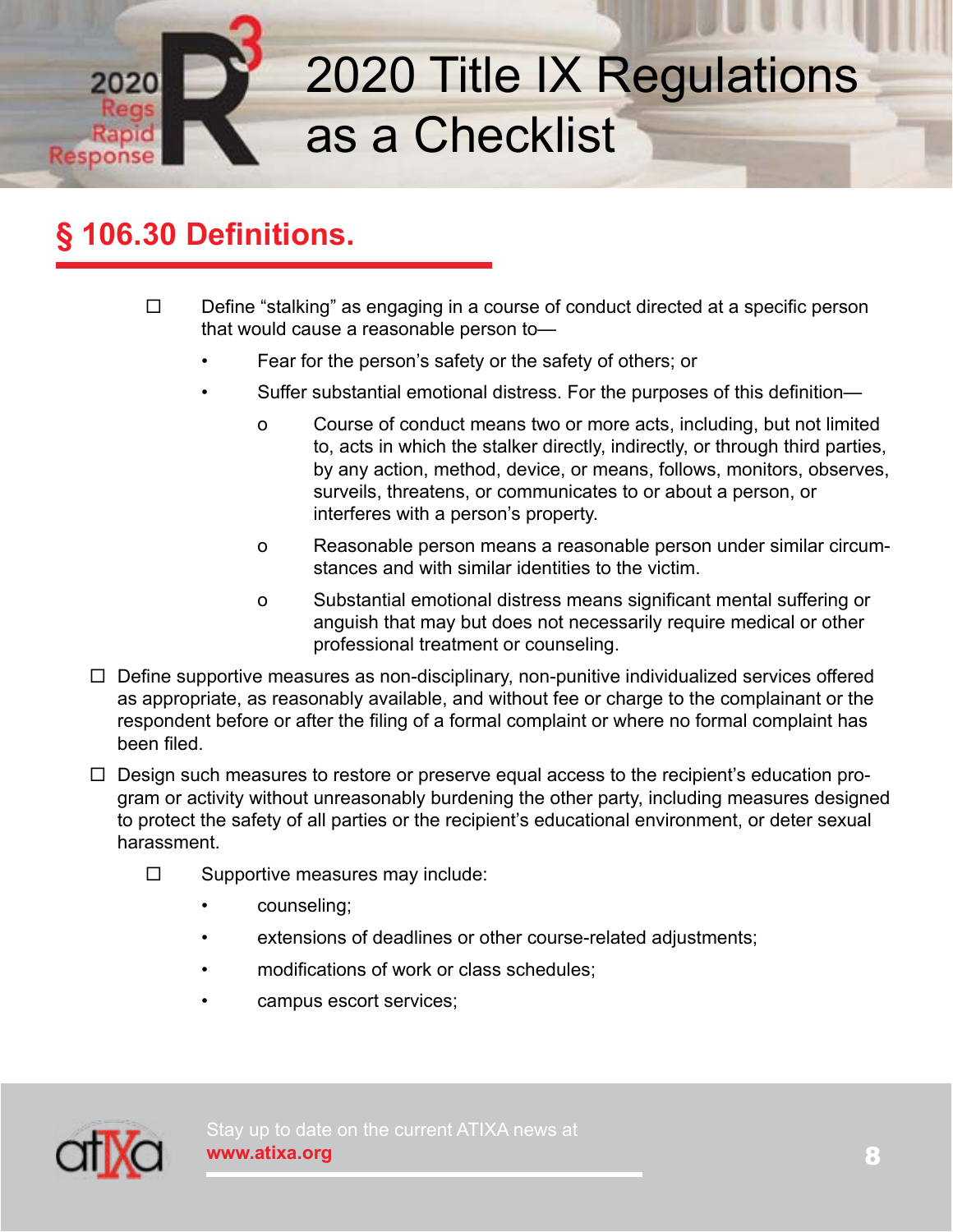## § 106.30 Definitions.

- ☐ Define "stalking" as engaging in a course of conduct directed at a specific person that would cause a reasonable person to—
  - Fear for the person's safety or the safety of others; or
  - Suffer substantial emotional distress. For the purposes of this definition—
    - Course of conduct means two or more acts, including, but not limited to, acts in which the stalker directly, indirectly, or through third parties, by any action, method, device, or means, follows, monitors, observes, surveils, threatens, or communicates to or about a person, or interferes with a person's property.
    - Reasonable person means a reasonable person under similar circumstances and with similar identities to the victim.
    - Substantial emotional distress means significant mental suffering or anguish that may but does not necessarily require medical or other professional treatment or counseling.

☐ Define supportive measures as non-disciplinary, non-punitive individualized services offered as appropriate, as reasonably available, and without fee or charge to the complainant or the respondent before or after the filing of a formal complaint or where no formal complaint has been filed.

☐ Design such measures to restore or preserve equal access to the recipient's education program or activity without unreasonably burdening the other party, including measures designed to protect the safety of all parties or the recipient's educational environment, or deter sexual harassment.

- ☐ Supportive measures may include:
  - counseling;
  - extensions of deadlines or other course-related adjustments;
  - modifications of work or class schedules;
  - campus escort services;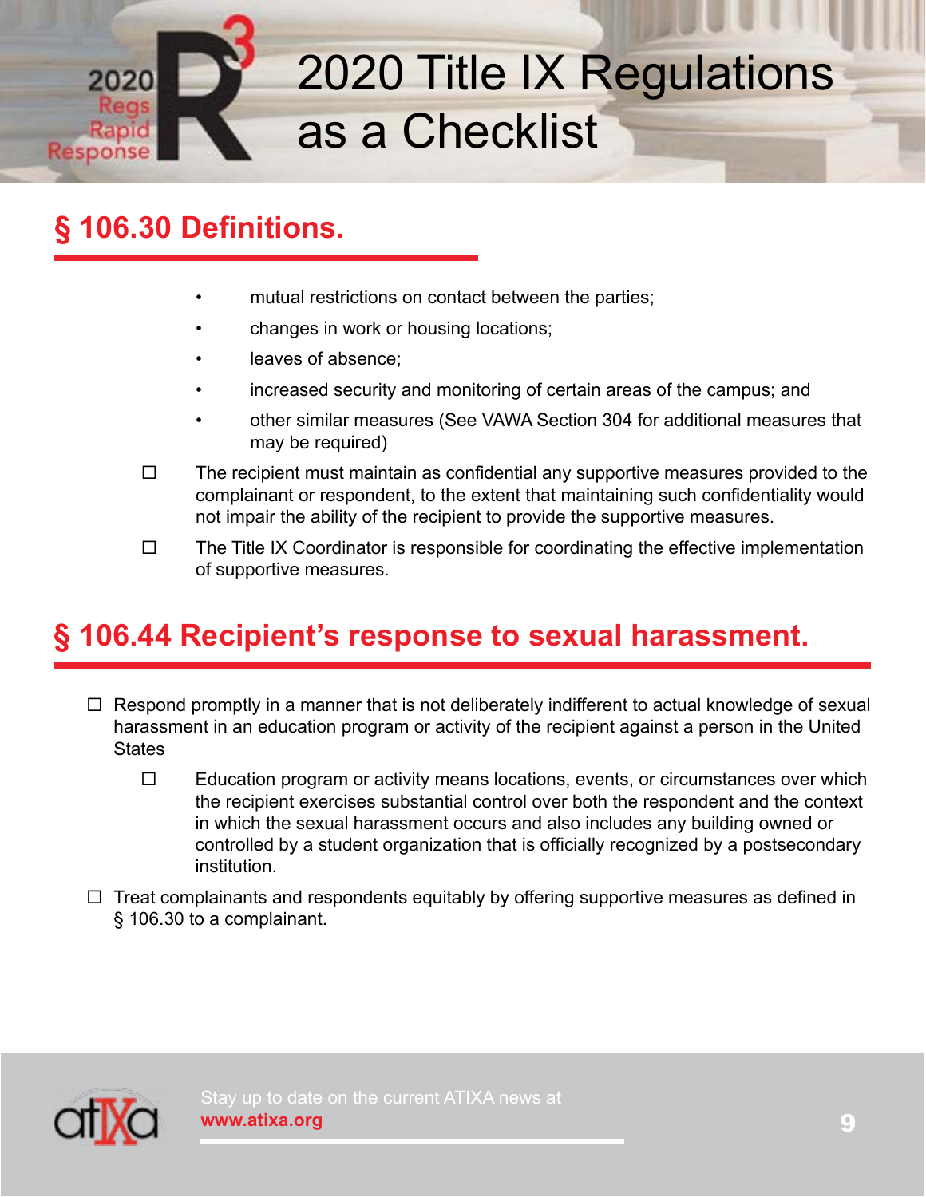## § 106.30 Definitions.

- mutual restrictions on contact between the parties;
- changes in work or housing locations;
- leaves of absence;
- increased security and monitoring of certain areas of the campus; and
- other similar measures (See VAWA Section 304 for additional measures that may be required)

- ☐ The recipient must maintain as confidential any supportive measures provided to the complainant or respondent, to the extent that maintaining such confidentiality would not impair the ability of the recipient to provide the supportive measures.
- ☐ The Title IX Coordinator is responsible for coordinating the effective implementation of supportive measures.

## § 106.44 Recipient's response to sexual harassment.

- ☐ Respond promptly in a manner that is not deliberately indifferent to actual knowledge of sexual harassment in an education program or activity of the recipient against a person in the United States
  - ☐ Education program or activity means locations, events, or circumstances over which the recipient exercises substantial control over both the respondent and the context in which the sexual harassment occurs and also includes any building owned or controlled by a student organization that is officially recognized by a postsecondary institution.
- ☐ Treat complainants and respondents equitably by offering supportive measures as defined in § 106.30 to a complainant.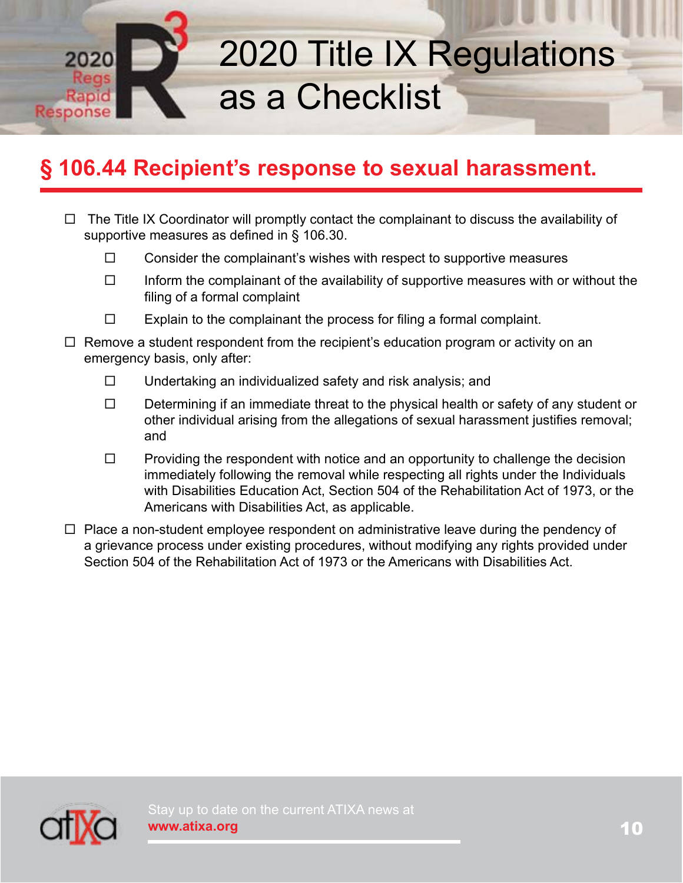## § 106.44 Recipient's response to sexual harassment.

- ☐ The Title IX Coordinator will promptly contact the complainant to discuss the availability of supportive measures as defined in § 106.30.
  - ☐ Consider the complainant's wishes with respect to supportive measures
  - ☐ Inform the complainant of the availability of supportive measures with or without the filing of a formal complaint
  - ☐ Explain to the complainant the process for filing a formal complaint.
- ☐ Remove a student respondent from the recipient's education program or activity on an emergency basis, only after:
  - ☐ Undertaking an individualized safety and risk analysis; and
  - ☐ Determining if an immediate threat to the physical health or safety of any student or other individual arising from the allegations of sexual harassment justifies removal; and
  - ☐ Providing the respondent with notice and an opportunity to challenge the decision immediately following the removal while respecting all rights under the Individuals with Disabilities Education Act, Section 504 of the Rehabilitation Act of 1973, or the Americans with Disabilities Act, as applicable.
- ☐ Place a non-student employee respondent on administrative leave during the pendency of a grievance process under existing procedures, without modifying any rights provided under Section 504 of the Rehabilitation Act of 1973 or the Americans with Disabilities Act.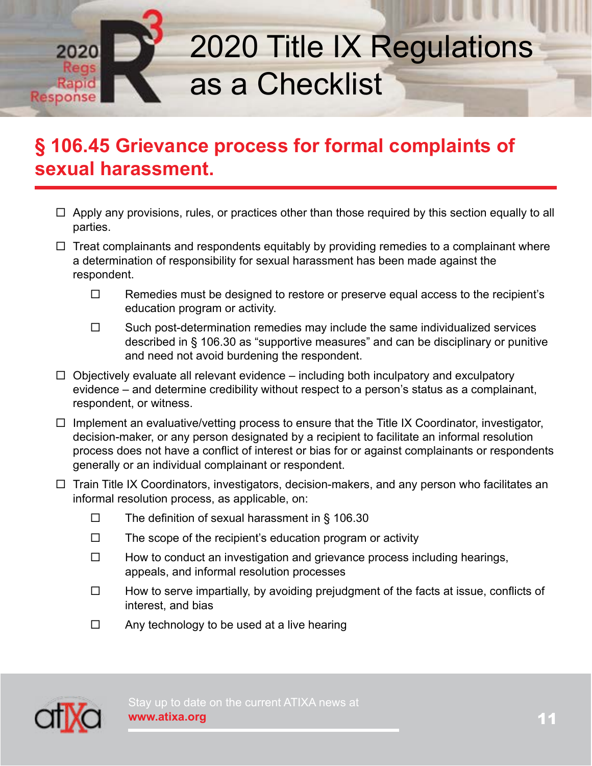## § 106.45 Grievance process for formal complaints of sexual harassment.

- ☐ Apply any provisions, rules, or practices other than those required by this section equally to all parties.
- ☐ Treat complainants and respondents equitably by providing remedies to a complainant where a determination of responsibility for sexual harassment has been made against the respondent.
  - ☐ Remedies must be designed to restore or preserve equal access to the recipient's education program or activity.
  - ☐ Such post-determination remedies may include the same individualized services described in § 106.30 as "supportive measures" and can be disciplinary or punitive and need not avoid burdening the respondent.
- ☐ Objectively evaluate all relevant evidence – including both inculpatory and exculpatory evidence – and determine credibility without respect to a person's status as a complainant, respondent, or witness.
- ☐ Implement an evaluative/vetting process to ensure that the Title IX Coordinator, investigator, decision-maker, or any person designated by a recipient to facilitate an informal resolution process does not have a conflict of interest or bias for or against complainants or respondents generally or an individual complainant or respondent.
- ☐ Train Title IX Coordinators, investigators, decision-makers, and any person who facilitates an informal resolution process, as applicable, on:
  - ☐ The definition of sexual harassment in § 106.30
  - ☐ The scope of the recipient's education program or activity
  - ☐ How to conduct an investigation and grievance process including hearings, appeals, and informal resolution processes
  - ☐ How to serve impartially, by avoiding prejudgment of the facts at issue, conflicts of interest, and bias
  - ☐ Any technology to be used at a live hearing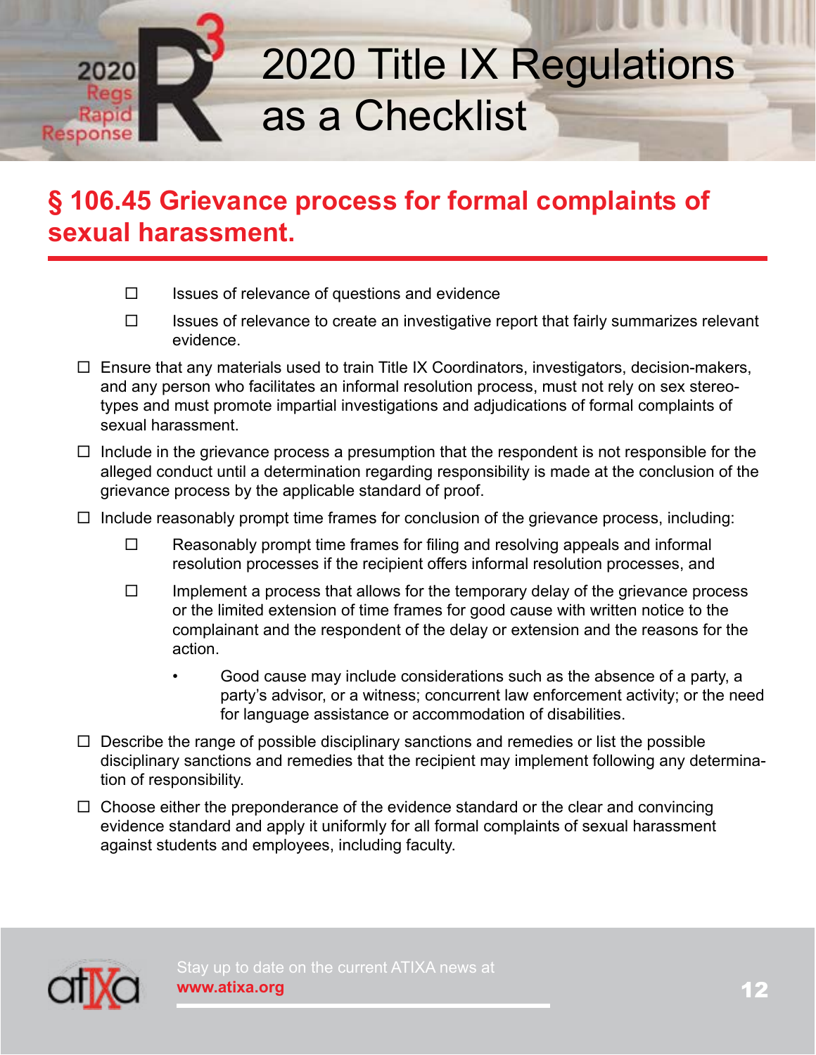## § 106.45 Grievance process for formal complaints of sexual harassment.

- ☐ Issues of relevance of questions and evidence
- ☐ Issues of relevance to create an investigative report that fairly summarizes relevant evidence.

☐ Ensure that any materials used to train Title IX Coordinators, investigators, decision-makers, and any person who facilitates an informal resolution process, must not rely on sex stereotypes and must promote impartial investigations and adjudications of formal complaints of sexual harassment.

☐ Include in the grievance process a presumption that the respondent is not responsible for the alleged conduct until a determination regarding responsibility is made at the conclusion of the grievance process by the applicable standard of proof.

☐ Include reasonably prompt time frames for conclusion of the grievance process, including:

- ☐ Reasonably prompt time frames for filing and resolving appeals and informal resolution processes if the recipient offers informal resolution processes, and
- ☐ Implement a process that allows for the temporary delay of the grievance process or the limited extension of time frames for good cause with written notice to the complainant and the respondent of the delay or extension and the reasons for the action.
  - Good cause may include considerations such as the absence of a party, a party's advisor, or a witness; concurrent law enforcement activity; or the need for language assistance or accommodation of disabilities.

☐ Describe the range of possible disciplinary sanctions and remedies or list the possible disciplinary sanctions and remedies that the recipient may implement following any determination of responsibility.

☐ Choose either the preponderance of the evidence standard or the clear and convincing evidence standard and apply it uniformly for all formal complaints of sexual harassment against students and employees, including faculty.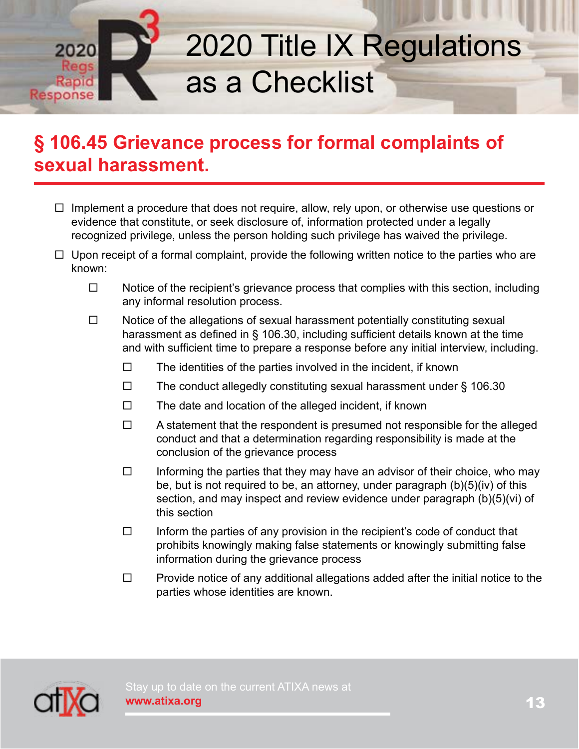# 2020 Title IX Regulations as a Checklist

## § 106.45 Grievance process for formal complaints of sexual harassment.

- ☐ Implement a procedure that does not require, allow, rely upon, or otherwise use questions or evidence that constitute, or seek disclosure of, information protected under a legally recognized privilege, unless the person holding such privilege has waived the privilege.
- ☐ Upon receipt of a formal complaint, provide the following written notice to the parties who are known:
  - ☐ Notice of the recipient's grievance process that complies with this section, including any informal resolution process.
  - ☐ Notice of the allegations of sexual harassment potentially constituting sexual harassment as defined in § 106.30, including sufficient details known at the time and with sufficient time to prepare a response before any initial interview, including.
    - ☐ The identities of the parties involved in the incident, if known
    - ☐ The conduct allegedly constituting sexual harassment under § 106.30
    - ☐ The date and location of the alleged incident, if known
    - ☐ A statement that the respondent is presumed not responsible for the alleged conduct and that a determination regarding responsibility is made at the conclusion of the grievance process
    - ☐ Informing the parties that they may have an advisor of their choice, who may be, but is not required to be, an attorney, under paragraph (b)(5)(iv) of this section, and may inspect and review evidence under paragraph (b)(5)(vi) of this section
    - ☐ Inform the parties of any provision in the recipient's code of conduct that prohibits knowingly making false statements or knowingly submitting false information during the grievance process
    - ☐ Provide notice of any additional allegations added after the initial notice to the parties whose identities are known.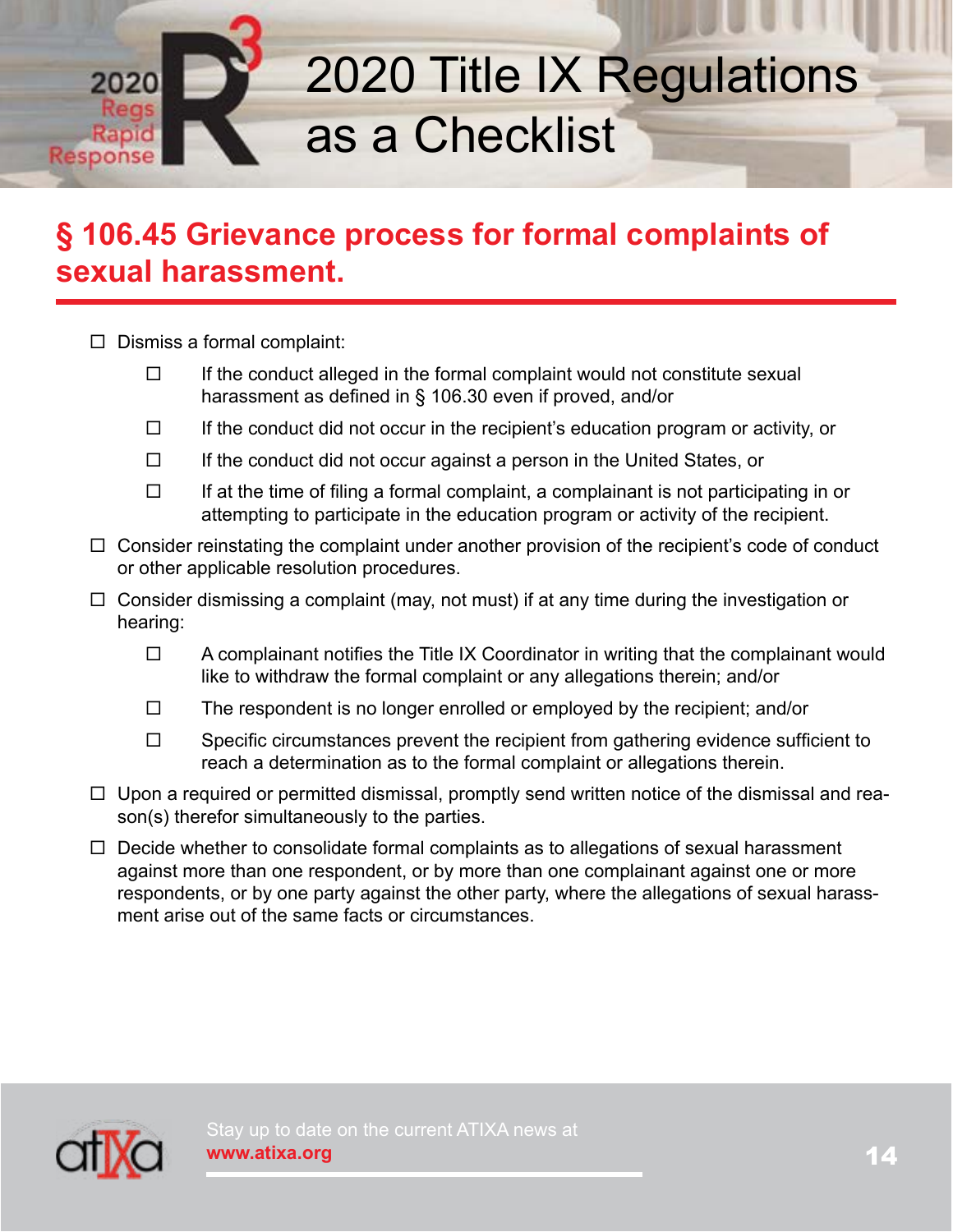## § 106.45 Grievance process for formal complaints of sexual harassment.

- ☐ Dismiss a formal complaint:
  - ☐ If the conduct alleged in the formal complaint would not constitute sexual harassment as defined in § 106.30 even if proved, and/or
  - ☐ If the conduct did not occur in the recipient's education program or activity, or
  - ☐ If the conduct did not occur against a person in the United States, or
  - ☐ If at the time of filing a formal complaint, a complainant is not participating in or attempting to participate in the education program or activity of the recipient.
- ☐ Consider reinstating the complaint under another provision of the recipient's code of conduct or other applicable resolution procedures.
- ☐ Consider dismissing a complaint (may, not must) if at any time during the investigation or hearing:
  - ☐ A complainant notifies the Title IX Coordinator in writing that the complainant would like to withdraw the formal complaint or any allegations therein; and/or
  - ☐ The respondent is no longer enrolled or employed by the recipient; and/or
  - ☐ Specific circumstances prevent the recipient from gathering evidence sufficient to reach a determination as to the formal complaint or allegations therein.
- ☐ Upon a required or permitted dismissal, promptly send written notice of the dismissal and reason(s) therefor simultaneously to the parties.
- ☐ Decide whether to consolidate formal complaints as to allegations of sexual harassment against more than one respondent, or by more than one complainant against one or more respondents, or by one party against the other party, where the allegations of sexual harassment arise out of the same facts or circumstances.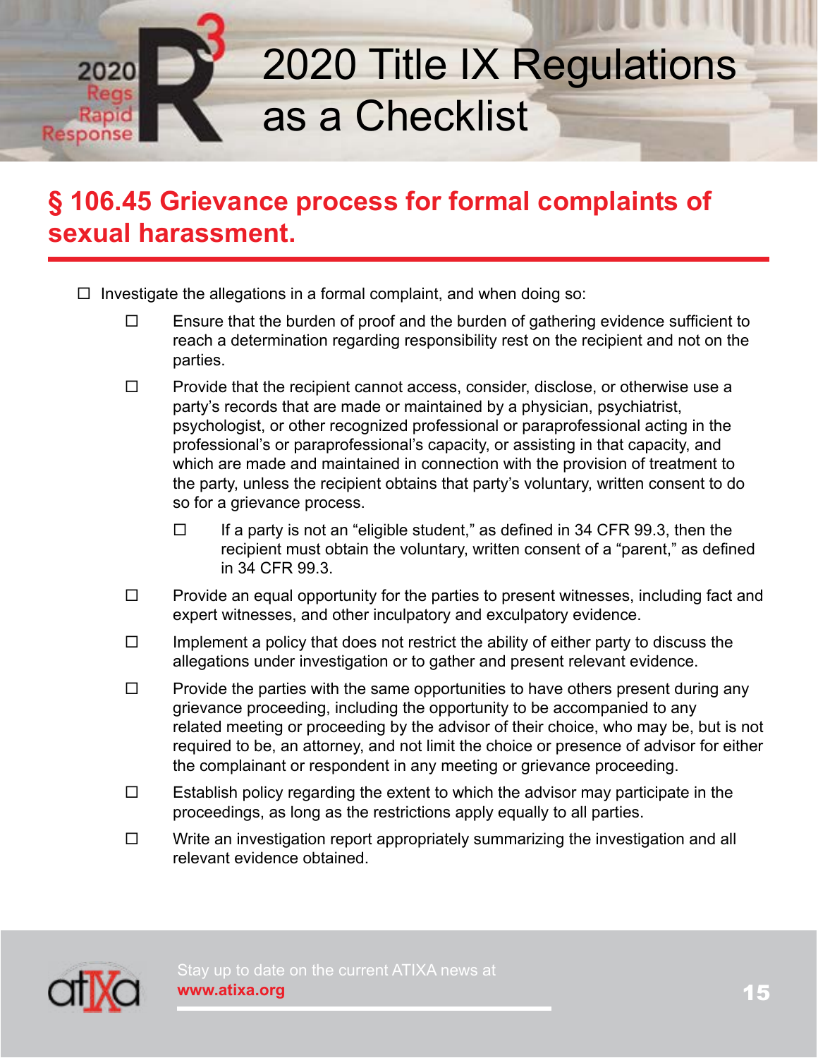## § 106.45 Grievance process for formal complaints of sexual harassment.

- ☐ Investigate the allegations in a formal complaint, and when doing so:
  - ☐ Ensure that the burden of proof and the burden of gathering evidence sufficient to reach a determination regarding responsibility rest on the recipient and not on the parties.
  - ☐ Provide that the recipient cannot access, consider, disclose, or otherwise use a party's records that are made or maintained by a physician, psychiatrist, psychologist, or other recognized professional or paraprofessional acting in the professional's or paraprofessional's capacity, or assisting in that capacity, and which are made and maintained in connection with the provision of treatment to the party, unless the recipient obtains that party's voluntary, written consent to do so for a grievance process.
    - ☐ If a party is not an "eligible student," as defined in 34 CFR 99.3, then the recipient must obtain the voluntary, written consent of a "parent," as defined in 34 CFR 99.3.
  - ☐ Provide an equal opportunity for the parties to present witnesses, including fact and expert witnesses, and other inculpatory and exculpatory evidence.
  - ☐ Implement a policy that does not restrict the ability of either party to discuss the allegations under investigation or to gather and present relevant evidence.
  - ☐ Provide the parties with the same opportunities to have others present during any grievance proceeding, including the opportunity to be accompanied to any related meeting or proceeding by the advisor of their choice, who may be, but is not required to be, an attorney, and not limit the choice or presence of advisor for either the complainant or respondent in any meeting or grievance proceeding.
  - ☐ Establish policy regarding the extent to which the advisor may participate in the proceedings, as long as the restrictions apply equally to all parties.
  - ☐ Write an investigation report appropriately summarizing the investigation and all relevant evidence obtained.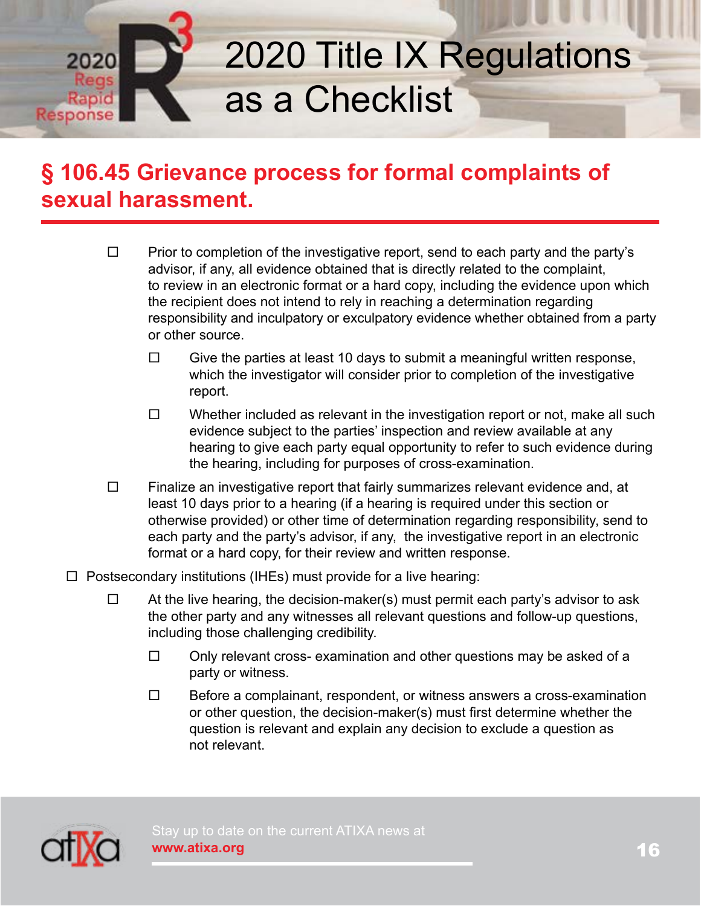## § 106.45 Grievance process for formal complaints of sexual harassment.

- ☐ Prior to completion of the investigative report, send to each party and the party's advisor, if any, all evidence obtained that is directly related to the complaint, to review in an electronic format or a hard copy, including the evidence upon which the recipient does not intend to rely in reaching a determination regarding responsibility and inculpatory or exculpatory evidence whether obtained from a party or other source.
  - ☐ Give the parties at least 10 days to submit a meaningful written response, which the investigator will consider prior to completion of the investigative report.
  - ☐ Whether included as relevant in the investigation report or not, make all such evidence subject to the parties' inspection and review available at any hearing to give each party equal opportunity to refer to such evidence during the hearing, including for purposes of cross-examination.
- ☐ Finalize an investigative report that fairly summarizes relevant evidence and, at least 10 days prior to a hearing (if a hearing is required under this section or otherwise provided) or other time of determination regarding responsibility, send to each party and the party's advisor, if any, the investigative report in an electronic format or a hard copy, for their review and written response.

☐ Postsecondary institutions (IHEs) must provide for a live hearing:

- ☐ At the live hearing, the decision-maker(s) must permit each party's advisor to ask the other party and any witnesses all relevant questions and follow-up questions, including those challenging credibility.
  - ☐ Only relevant cross- examination and other questions may be asked of a party or witness.
  - ☐ Before a complainant, respondent, or witness answers a cross-examination or other question, the decision-maker(s) must first determine whether the question is relevant and explain any decision to exclude a question as not relevant.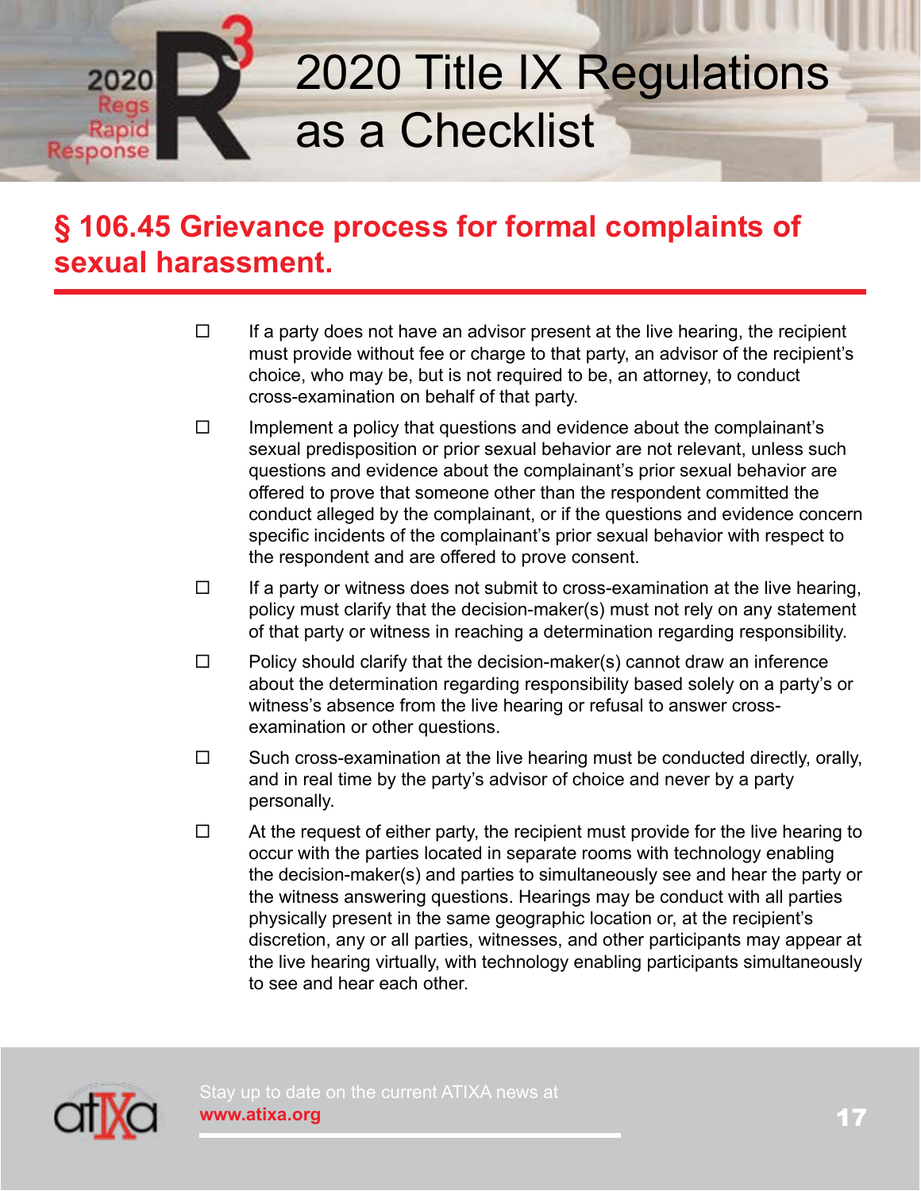## § 106.45 Grievance process for formal complaints of sexual harassment.

- ☐ If a party does not have an advisor present at the live hearing, the recipient must provide without fee or charge to that party, an advisor of the recipient's choice, who may be, but is not required to be, an attorney, to conduct cross-examination on behalf of that party.
- ☐ Implement a policy that questions and evidence about the complainant's sexual predisposition or prior sexual behavior are not relevant, unless such questions and evidence about the complainant's prior sexual behavior are offered to prove that someone other than the respondent committed the conduct alleged by the complainant, or if the questions and evidence concern specific incidents of the complainant's prior sexual behavior with respect to the respondent and are offered to prove consent.
- ☐ If a party or witness does not submit to cross-examination at the live hearing, policy must clarify that the decision-maker(s) must not rely on any statement of that party or witness in reaching a determination regarding responsibility.
- ☐ Policy should clarify that the decision-maker(s) cannot draw an inference about the determination regarding responsibility based solely on a party's or witness's absence from the live hearing or refusal to answer cross-examination or other questions.
- ☐ Such cross-examination at the live hearing must be conducted directly, orally, and in real time by the party's advisor of choice and never by a party personally.
- ☐ At the request of either party, the recipient must provide for the live hearing to occur with the parties located in separate rooms with technology enabling the decision-maker(s) and parties to simultaneously see and hear the party or the witness answering questions. Hearings may be conduct with all parties physically present in the same geographic location or, at the recipient's discretion, any or all parties, witnesses, and other participants may appear at the live hearing virtually, with technology enabling participants simultaneously to see and hear each other.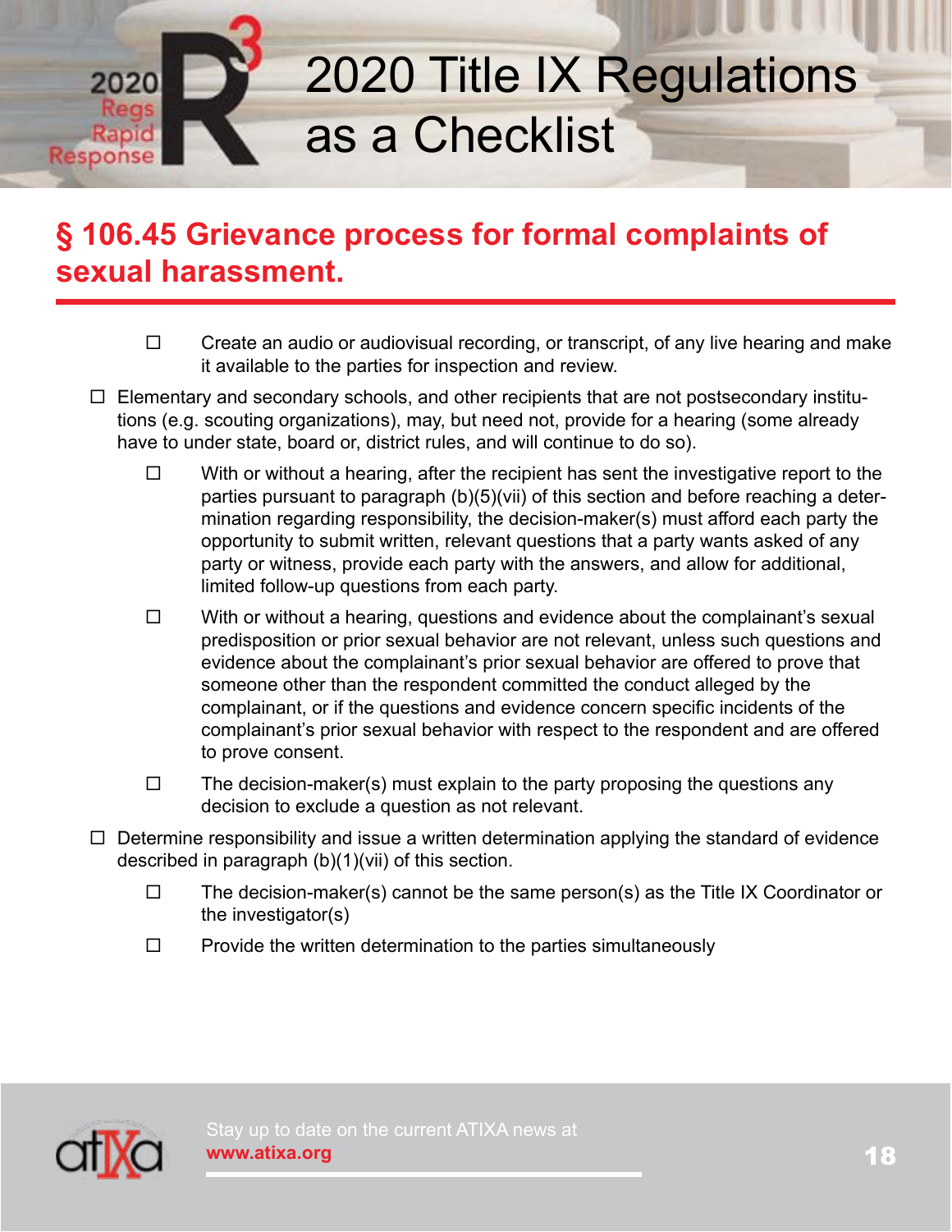## § 106.45 Grievance process for formal complaints of sexual harassment.

    - ☐ Create an audio or audiovisual recording, or transcript, of any live hearing and make it available to the parties for inspection and review.

- ☐ Elementary and secondary schools, and other recipients that are not postsecondary institutions (e.g. scouting organizations), may, but need not, provide for a hearing (some already have to under state, board or, district rules, and will continue to do so).
    - ☐ With or without a hearing, after the recipient has sent the investigative report to the parties pursuant to paragraph (b)(5)(vii) of this section and before reaching a determination regarding responsibility, the decision-maker(s) must afford each party the opportunity to submit written, relevant questions that a party wants asked of any party or witness, provide each party with the answers, and allow for additional, limited follow-up questions from each party.
    - ☐ With or without a hearing, questions and evidence about the complainant's sexual predisposition or prior sexual behavior are not relevant, unless such questions and evidence about the complainant's prior sexual behavior are offered to prove that someone other than the respondent committed the conduct alleged by the complainant, or if the questions and evidence concern specific incidents of the complainant's prior sexual behavior with respect to the respondent and are offered to prove consent.
    - ☐ The decision-maker(s) must explain to the party proposing the questions any decision to exclude a question as not relevant.
- ☐ Determine responsibility and issue a written determination applying the standard of evidence described in paragraph (b)(1)(vii) of this section.
    - ☐ The decision-maker(s) cannot be the same person(s) as the Title IX Coordinator or the investigator(s)
    - ☐ Provide the written determination to the parties simultaneously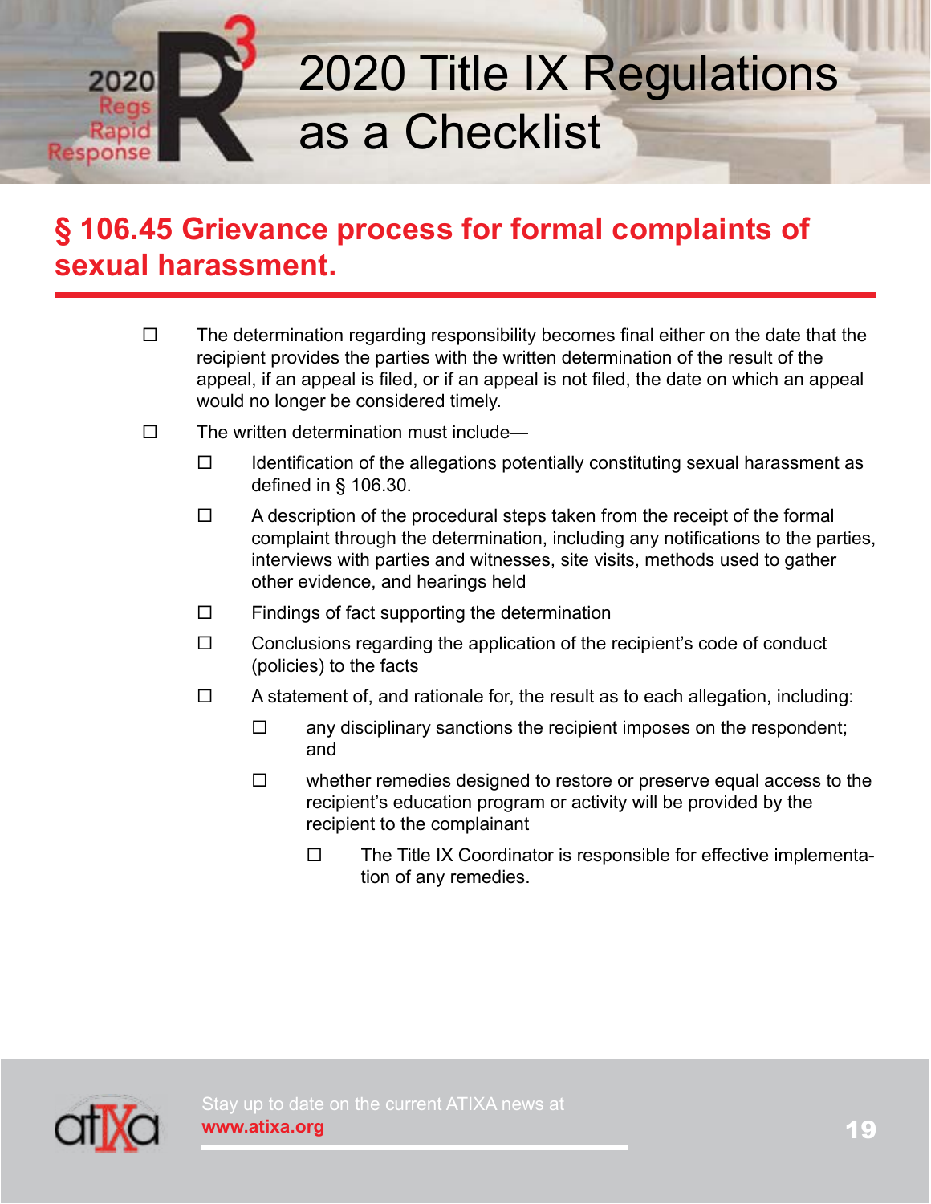## § 106.45 Grievance process for formal complaints of sexual harassment.

- ☐ The determination regarding responsibility becomes final either on the date that the recipient provides the parties with the written determination of the result of the appeal, if an appeal is filed, or if an appeal is not filed, the date on which an appeal would no longer be considered timely.
- ☐ The written determination must include—
  - ☐ Identification of the allegations potentially constituting sexual harassment as defined in § 106.30.
  - ☐ A description of the procedural steps taken from the receipt of the formal complaint through the determination, including any notifications to the parties, interviews with parties and witnesses, site visits, methods used to gather other evidence, and hearings held
  - ☐ Findings of fact supporting the determination
  - ☐ Conclusions regarding the application of the recipient's code of conduct (policies) to the facts
  - ☐ A statement of, and rationale for, the result as to each allegation, including:
    - ☐ any disciplinary sanctions the recipient imposes on the respondent; and
    - ☐ whether remedies designed to restore or preserve equal access to the recipient's education program or activity will be provided by the recipient to the complainant
      - ☐ The Title IX Coordinator is responsible for effective implementation of any remedies.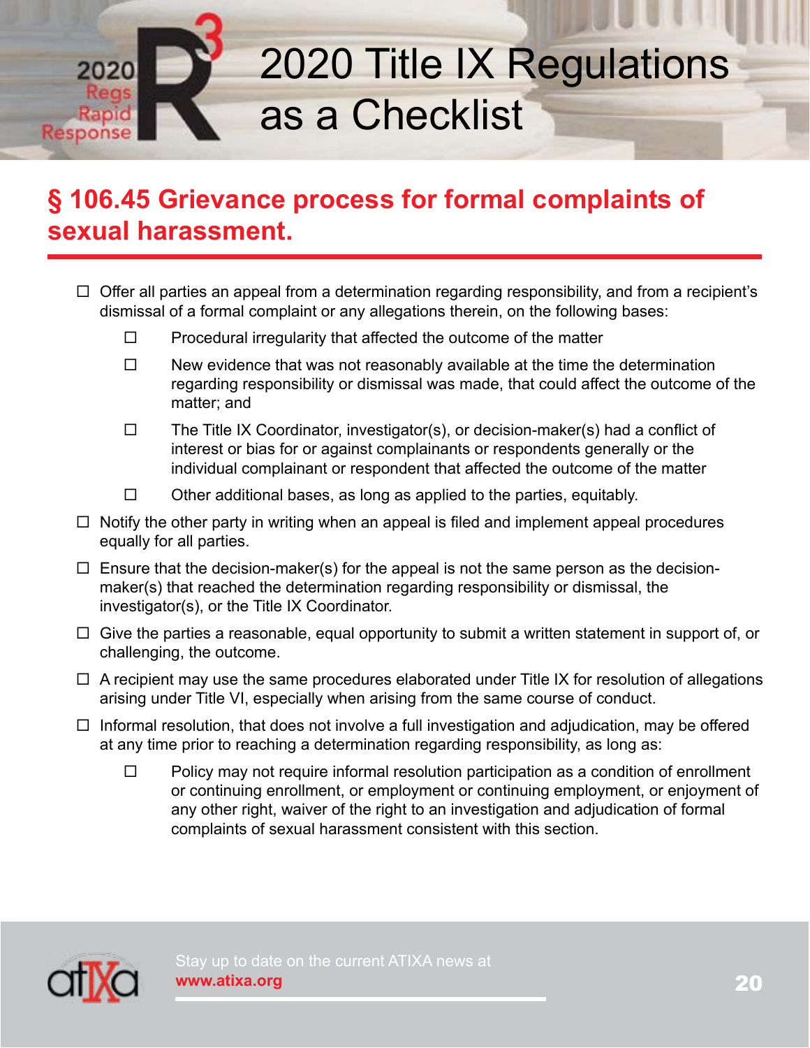## § 106.45 Grievance process for formal complaints of sexual harassment.

- ☐ Offer all parties an appeal from a determination regarding responsibility, and from a recipient's dismissal of a formal complaint or any allegations therein, on the following bases:
  - ☐ Procedural irregularity that affected the outcome of the matter
  - ☐ New evidence that was not reasonably available at the time the determination regarding responsibility or dismissal was made, that could affect the outcome of the matter; and
  - ☐ The Title IX Coordinator, investigator(s), or decision-maker(s) had a conflict of interest or bias for or against complainants or respondents generally or the individual complainant or respondent that affected the outcome of the matter
  - ☐ Other additional bases, as long as applied to the parties, equitably.
- ☐ Notify the other party in writing when an appeal is filed and implement appeal procedures equally for all parties.
- ☐ Ensure that the decision-maker(s) for the appeal is not the same person as the decision-maker(s) that reached the determination regarding responsibility or dismissal, the investigator(s), or the Title IX Coordinator.
- ☐ Give the parties a reasonable, equal opportunity to submit a written statement in support of, or challenging, the outcome.
- ☐ A recipient may use the same procedures elaborated under Title IX for resolution of allegations arising under Title VI, especially when arising from the same course of conduct.
- ☐ Informal resolution, that does not involve a full investigation and adjudication, may be offered at any time prior to reaching a determination regarding responsibility, as long as:
  - ☐ Policy may not require informal resolution participation as a condition of enrollment or continuing enrollment, or employment or continuing employment, or enjoyment of any other right, waiver of the right to an investigation and adjudication of formal complaints of sexual harassment consistent with this section.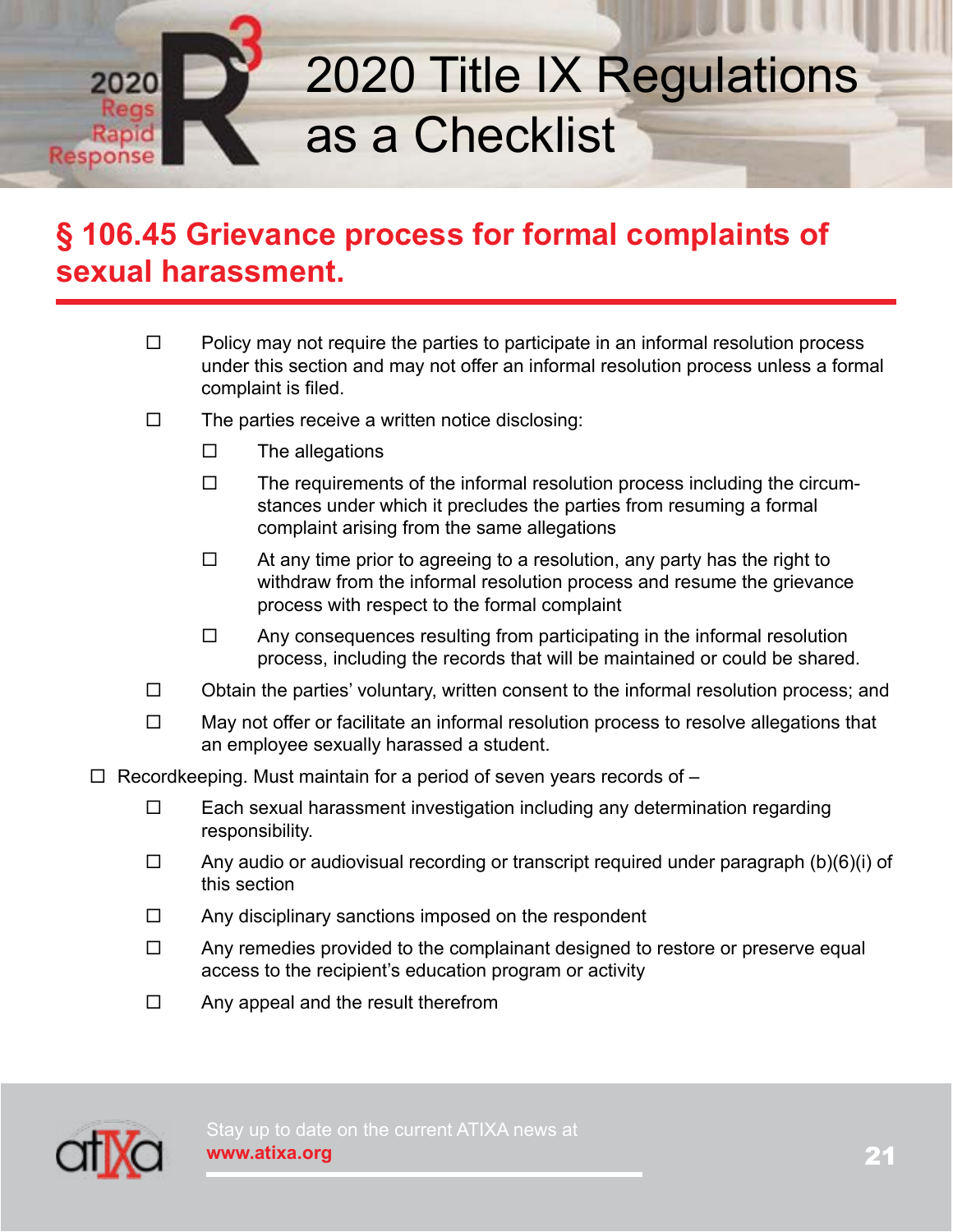## § 106.45 Grievance process for formal complaints of sexual harassment.

- ☐ Policy may not require the parties to participate in an informal resolution process under this section and may not offer an informal resolution process unless a formal complaint is filed.
- ☐ The parties receive a written notice disclosing:
  - ☐ The allegations
  - ☐ The requirements of the informal resolution process including the circumstances under which it precludes the parties from resuming a formal complaint arising from the same allegations
  - ☐ At any time prior to agreeing to a resolution, any party has the right to withdraw from the informal resolution process and resume the grievance process with respect to the formal complaint
  - ☐ Any consequences resulting from participating in the informal resolution process, including the records that will be maintained or could be shared.
- ☐ Obtain the parties' voluntary, written consent to the informal resolution process; and
- ☐ May not offer or facilitate an informal resolution process to resolve allegations that an employee sexually harassed a student.

☐ Recordkeeping. Must maintain for a period of seven years records of –

- ☐ Each sexual harassment investigation including any determination regarding responsibility.
- ☐ Any audio or audiovisual recording or transcript required under paragraph (b)(6)(i) of this section
- ☐ Any disciplinary sanctions imposed on the respondent
- ☐ Any remedies provided to the complainant designed to restore or preserve equal access to the recipient's education program or activity
- ☐ Any appeal and the result therefrom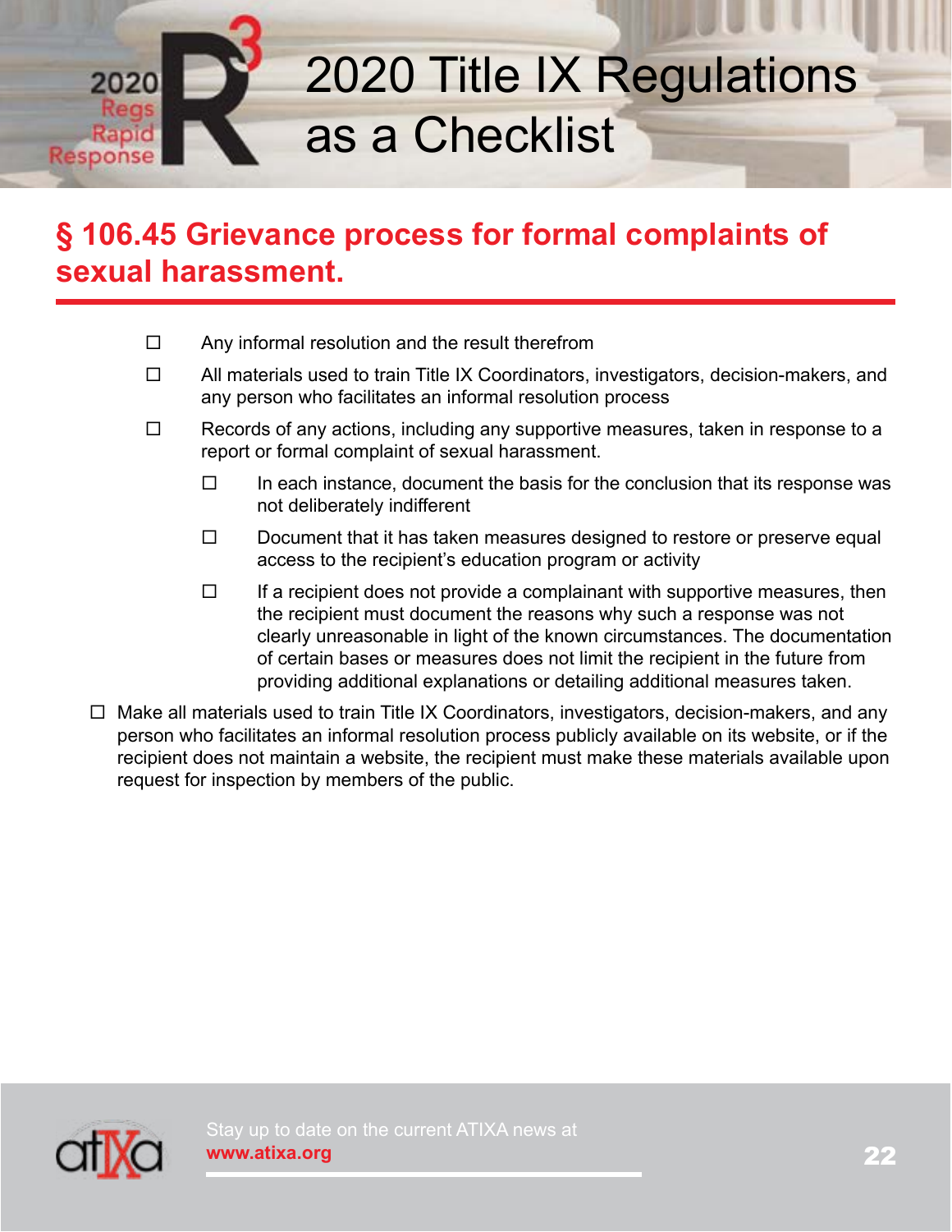## § 106.45 Grievance process for formal complaints of sexual harassment.

- ☐ Any informal resolution and the result therefrom
- ☐ All materials used to train Title IX Coordinators, investigators, decision-makers, and any person who facilitates an informal resolution process
- ☐ Records of any actions, including any supportive measures, taken in response to a report or formal complaint of sexual harassment.
  - ☐ In each instance, document the basis for the conclusion that its response was not deliberately indifferent
  - ☐ Document that it has taken measures designed to restore or preserve equal access to the recipient's education program or activity
  - ☐ If a recipient does not provide a complainant with supportive measures, then the recipient must document the reasons why such a response was not clearly unreasonable in light of the known circumstances. The documentation of certain bases or measures does not limit the recipient in the future from providing additional explanations or detailing additional measures taken.

☐ Make all materials used to train Title IX Coordinators, investigators, decision-makers, and any person who facilitates an informal resolution process publicly available on its website, or if the recipient does not maintain a website, the recipient must make these materials available upon request for inspection by members of the public.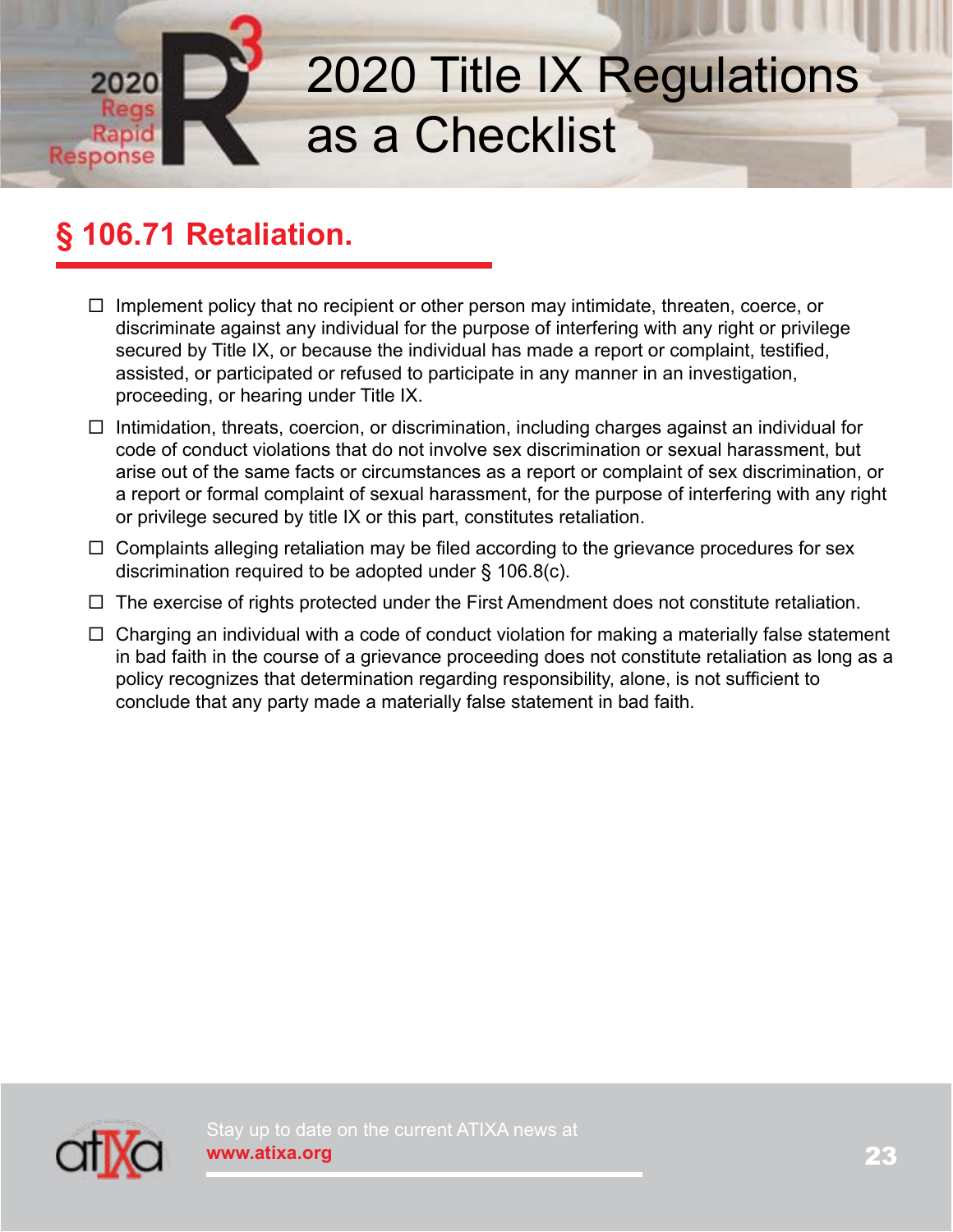## § 106.71 Retaliation.

- ☐ Implement policy that no recipient or other person may intimidate, threaten, coerce, or discriminate against any individual for the purpose of interfering with any right or privilege secured by Title IX, or because the individual has made a report or complaint, testified, assisted, or participated or refused to participate in any manner in an investigation, proceeding, or hearing under Title IX.
- ☐ Intimidation, threats, coercion, or discrimination, including charges against an individual for code of conduct violations that do not involve sex discrimination or sexual harassment, but arise out of the same facts or circumstances as a report or complaint of sex discrimination, or a report or formal complaint of sexual harassment, for the purpose of interfering with any right or privilege secured by title IX or this part, constitutes retaliation.
- ☐ Complaints alleging retaliation may be filed according to the grievance procedures for sex discrimination required to be adopted under § 106.8(c).
- ☐ The exercise of rights protected under the First Amendment does not constitute retaliation.
- ☐ Charging an individual with a code of conduct violation for making a materially false statement in bad faith in the course of a grievance proceeding does not constitute retaliation as long as a policy recognizes that determination regarding responsibility, alone, is not sufficient to conclude that any party made a materially false statement in bad faith.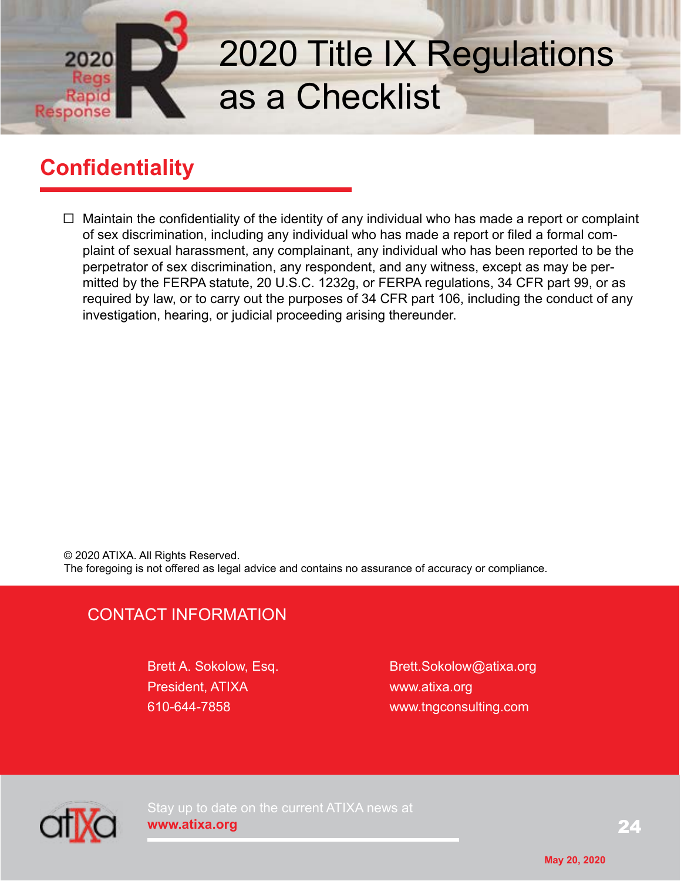# 2020 Title IX Regulations as a Checklist

## Confidentiality

- ☐ Maintain the confidentiality of the identity of any individual who has made a report or complaint of sex discrimination, including any individual who has made a report or filed a formal complaint of sexual harassment, any complainant, any individual who has been reported to be the perpetrator of sex discrimination, any respondent, and any witness, except as may be permitted by the FERPA statute, 20 U.S.C. 1232g, or FERPA regulations, 34 CFR part 99, or as required by law, or to carry out the purposes of 34 CFR part 106, including the conduct of any investigation, hearing, or judicial proceeding arising thereunder.

© 2020 ATIXA. All Rights Reserved.
The foregoing is not offered as legal advice and contains no assurance of accuracy or compliance.

### CONTACT INFORMATION

Brett A. Sokolow, Esq.
President, ATIXA
610-644-7858

Brett.Sokolow@atixa.org
www.atixa.org
www.tngconsulting.com

Stay up to date on the current ATIXA news at **www.atixa.org**

May 20, 2020